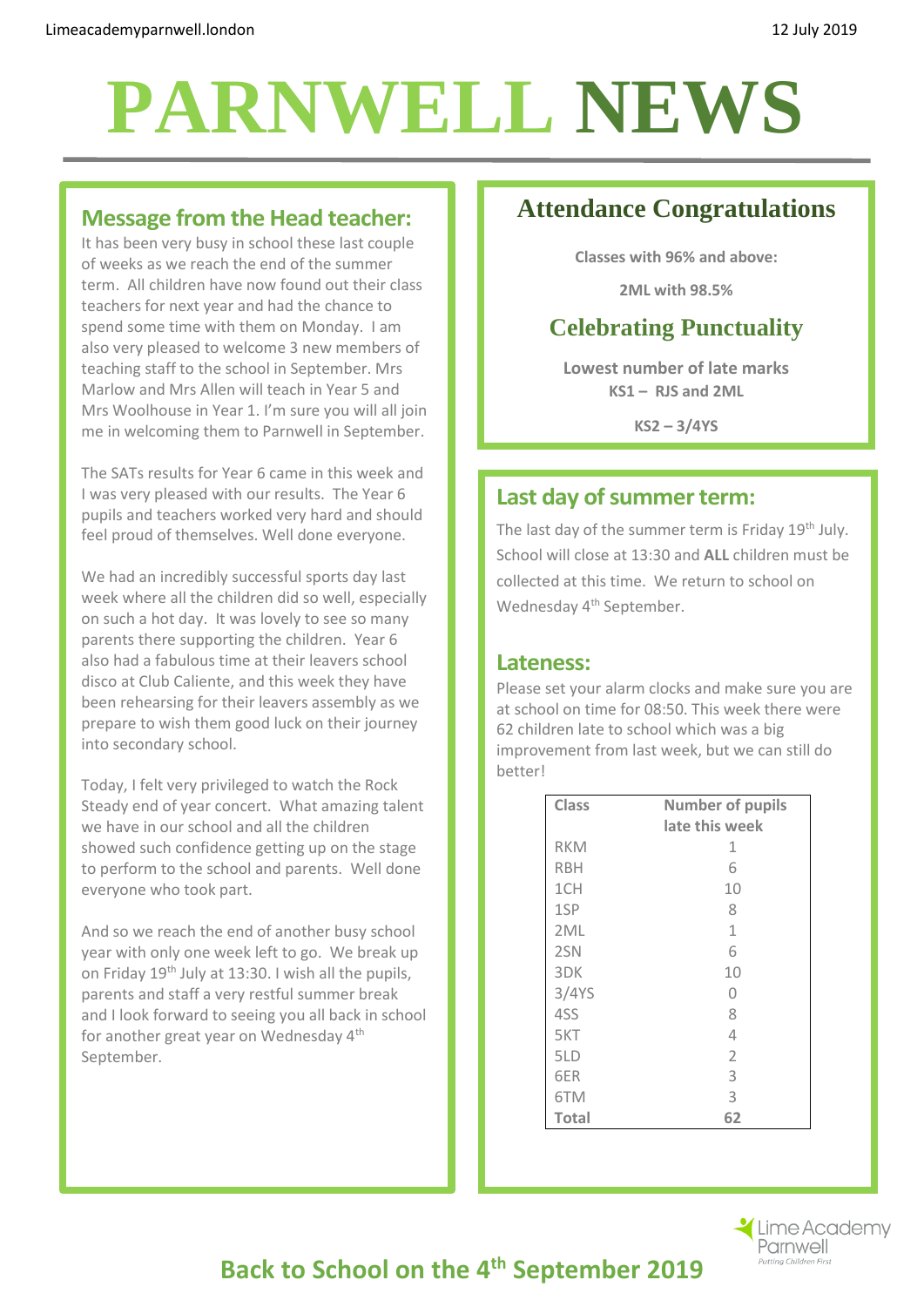Limeacademyparnwell.london

12 July 2019

# PARNWELL NEWS

## Message from the Head teacher:

It has been very busy in school these last couple of weeks as we reach the end of the summer term. All children have now found out their class teachers for next year and had the chance to spend some time with them on Monday. I am also very pleased to welcome 3 new members of teaching staff to the school in September. Mrs Marlow and Mrs Allen will teach in Year 5 and Mrs Woolhouse in Year 1. I'm sure you will all join me in welcoming them to Parnwell in September.

The SATs results for Year 6 came in this week and I was very pleased with our results. The Year 6 pupils and teachers worked very hard and should feel proud of themselves. Well done everyone.

We had an incredibly successful sports day last week where all the children did so well, especially on such a hot day. It was lovely to see so many parents there supporting the children. Year 6 also had a fabulous time at their leavers school disco at Club Caliente, and this week they have been rehearsing for their leavers assembly as we prepare to wish them good luck on their journey into secondary school.

Today, I felt very privileged to watch the Rock Steady end of year concert. What amazing talent we have in our school and all the children showed such confidence getting up on the stage to perform to the school and parents. Well done everyone who took part.

And so we reach the end of another busy school year with only one week left to go. We break up on Friday 19th July at 13:30. I wish all the pupils, parents and staff a very restful summer break and I look forward to seeing you all back in school for another great year on Wednesday 4th September.

## Attendance Congratulations

**Classes with 96% and above:**

**2ML with 98.5%**

## Celebrating Punctuality

**Lowest number of late marks**

**KS1 – RJS and 2ML**

**KS2 – 3/4YS**

## Last day of summer term:

The last day of the summer term is Friday 19th July. School will close at 13:30 and **ALL** children must be collected at this time. We return to school on Wednesday 4th September.

## Lateness:

Please set your alarm clocks and make sure you are at school on time for 08:50. This week there were 62 children late to school which was a big improvement from last week, but we can still do better!

| Class | Number of pupils late this week |
|---|---|
| RKM | 1 |
| RBH | 6 |
| 1CH | 10 |
| 1SP | 8 |
| 2ML | 1 |
| 2SN | 6 |
| 3DK | 10 |
| 3/4YS | 0 |
| 4SS | 8 |
| 5KT | 4 |
| 5LD | 2 |
| 6ER | 3 |
| 6TM | 3 |
| **Total** | **62** |

Lime Academy Parnwell
*Putting Children First*

## Back to School on the 4th September 2019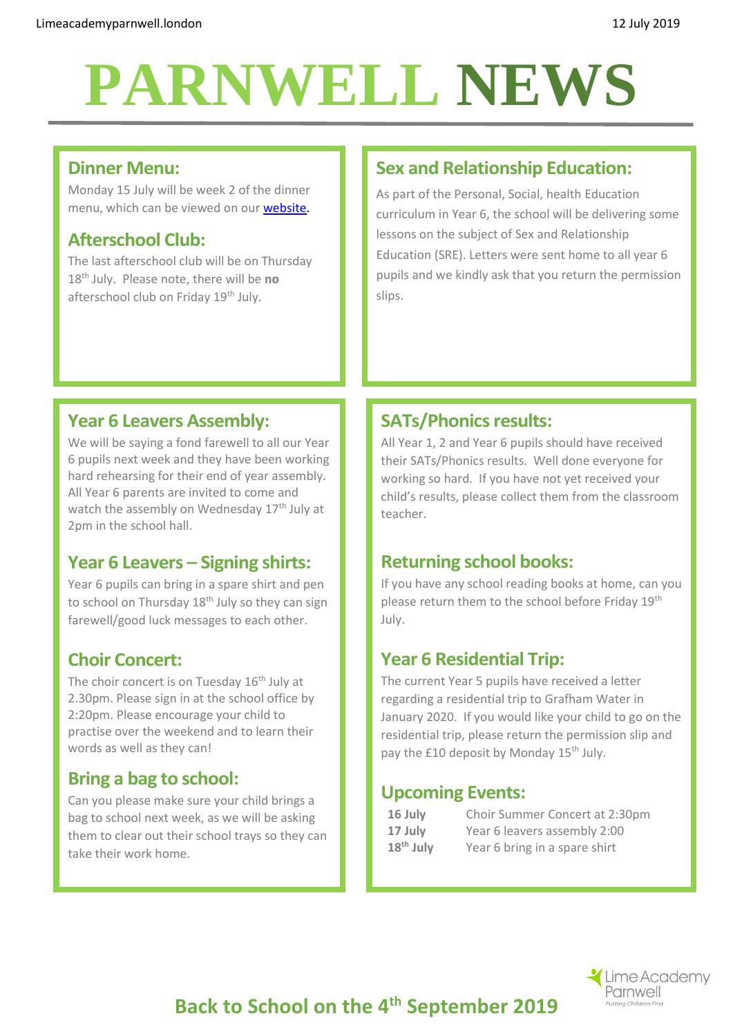Limeacademyparnwell.london

12 July 2019

# PARNWELL NEWS

## Dinner Menu:

Monday 15 July will be week 2 of the dinner menu, which can be viewed on our website.

## Afterschool Club:

The last afterschool club will be on Thursday 18th July. Please note, there will be **no** afterschool club on Friday 19th July.

## Sex and Relationship Education:

As part of the Personal, Social, health Education curriculum in Year 6, the school will be delivering some lessons on the subject of Sex and Relationship Education (SRE). Letters were sent home to all year 6 pupils and we kindly ask that you return the permission slips.

## Year 6 Leavers Assembly:

We will be saying a fond farewell to all our Year 6 pupils next week and they have been working hard rehearsing for their end of year assembly. All Year 6 parents are invited to come and watch the assembly on Wednesday 17th July at 2pm in the school hall.

## Year 6 Leavers – Signing shirts:

Year 6 pupils can bring in a spare shirt and pen to school on Thursday 18th July so they can sign farewell/good luck messages to each other.

## Choir Concert:

The choir concert is on Tuesday 16th July at 2.30pm. Please sign in at the school office by 2:20pm. Please encourage your child to practise over the weekend and to learn their words as well as they can!

## Bring a bag to school:

Can you please make sure your child brings a bag to school next week, as we will be asking them to clear out their school trays so they can take their work home.

## SATs/Phonics results:

All Year 1, 2 and Year 6 pupils should have received their SATs/Phonics results. Well done everyone for working so hard. If you have not yet received your child's results, please collect them from the classroom teacher.

## Returning school books:

If you have any school reading books at home, can you please return them to the school before Friday 19th July.

## Year 6 Residential Trip:

The current Year 5 pupils have received a letter regarding a residential trip to Grafham Water in January 2020. If you would like your child to go on the residential trip, please return the permission slip and pay the £10 deposit by Monday 15th July.

## Upcoming Events:

| | |
|---|---|
| **16 July** | Choir Summer Concert at 2:30pm |
| **17 July** | Year 6 leavers assembly 2:00 |
| **18th July** | Year 6 bring in a spare shirt |

## Back to School on the 4th September 2019

Lime Academy Parnwell
*Putting Children First*